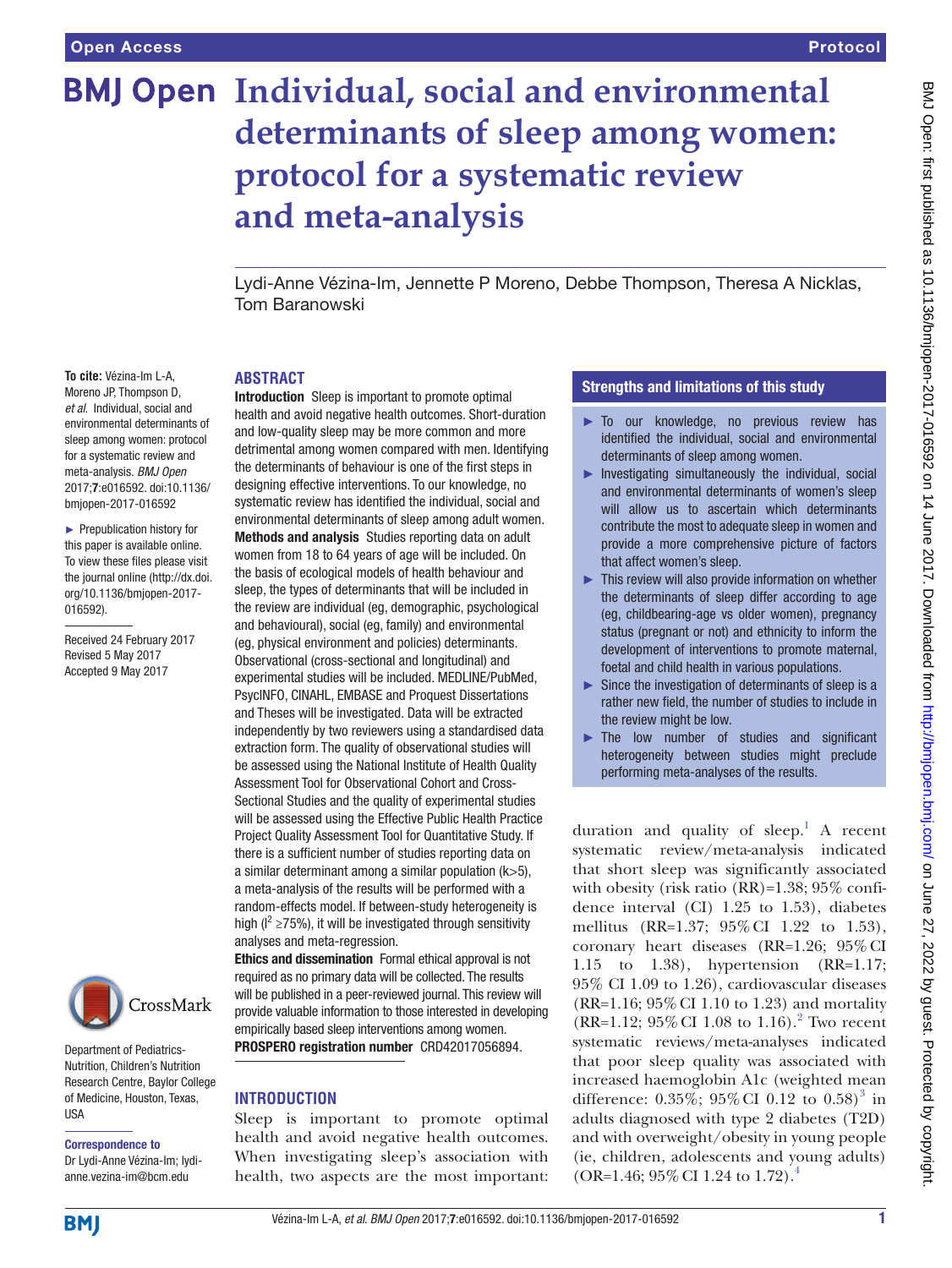Open Access

Protocol

# Individual, social and environmental determinants of sleep among women: protocol for a systematic review and meta-analysis

Lydi-Anne Vézina-Im, Jennette P Moreno, Debbe Thompson, Theresa A Nicklas, Tom Baranowski

**To cite:** Vézina-Im L-A, Moreno JP, Thompson D, *et al*. Individual, social and environmental determinants of sleep among women: protocol for a systematic review and meta-analysis. *BMJ Open* 2017;**7**:e016592. doi:10.1136/bmjopen-2017-016592

► Prepublication history for this paper is available online. To view these files please visit the journal online (http://dx.doi.org/10.1136/bmjopen-2017-016592).

Received 24 February 2017
Revised 5 May 2017
Accepted 9 May 2017

Department of Pediatrics-Nutrition, Children's Nutrition Research Centre, Baylor College of Medicine, Houston, Texas, USA

**Correspondence to**
Dr Lydi-Anne Vézina-Im; lydi-anne.vezina-im@bcm.edu

## ABSTRACT

**Introduction** Sleep is important to promote optimal health and avoid negative health outcomes. Short-duration and low-quality sleep may be more common and more detrimental among women compared with men. Identifying the determinants of behaviour is one of the first steps in designing effective interventions. To our knowledge, no systematic review has identified the individual, social and environmental determinants of sleep among adult women.

**Methods and analysis** Studies reporting data on adult women from 18 to 64 years of age will be included. On the basis of ecological models of health behaviour and sleep, the types of determinants that will be included in the review are individual (eg, demographic, psychological and behavioural), social (eg, family) and environmental (eg, physical environment and policies) determinants. Observational (cross-sectional and longitudinal) and experimental studies will be included. MEDLINE/PubMed, PsycINFO, CINAHL, EMBASE and Proquest Dissertations and Theses will be investigated. Data will be extracted independently by two reviewers using a standardised data extraction form. The quality of observational studies will be assessed using the National Institute of Health Quality Assessment Tool for Observational Cohort and Cross-Sectional Studies and the quality of experimental studies will be assessed using the Effective Public Health Practice Project Quality Assessment Tool for Quantitative Study. If there is a sufficient number of studies reporting data on a similar determinant among a similar population (k>5), a meta-analysis of the results will be performed with a random-effects model. If between-study heterogeneity is high ($I^2$ ≥75%), it will be investigated through sensitivity analyses and meta-regression.

**Ethics and dissemination** Formal ethical approval is not required as no primary data will be collected. The results will be published in a peer-reviewed journal. This review will provide valuable information to those interested in developing empirically based sleep interventions among women.

**PROSPERO registration number** CRD42017056894.

### Strengths and limitations of this study

- ► To our knowledge, no previous review has identified the individual, social and environmental determinants of sleep among women.
- ► Investigating simultaneously the individual, social and environmental determinants of women's sleep will allow us to ascertain which determinants contribute the most to adequate sleep in women and provide a more comprehensive picture of factors that affect women's sleep.
- ► This review will also provide information on whether the determinants of sleep differ according to age (eg, childbearing-age vs older women), pregnancy status (pregnant or not) and ethnicity to inform the development of interventions to promote maternal, foetal and child health in various populations.
- ► Since the investigation of determinants of sleep is a rather new field, the number of studies to include in the review might be low.
- ► The low number of studies and significant heterogeneity between studies might preclude performing meta-analyses of the results.

## INTRODUCTION

Sleep is important to promote optimal health and avoid negative health outcomes. When investigating sleep's association with health, two aspects are the most important: duration and quality of sleep.[1] A recent systematic review/meta-analysis indicated that short sleep was significantly associated with obesity (risk ratio (RR)=1.38; 95% confidence interval (CI) 1.25 to 1.53), diabetes mellitus (RR=1.37; 95% CI 1.22 to 1.53), coronary heart diseases (RR=1.26; 95% CI 1.15 to 1.38), hypertension (RR=1.17; 95% CI 1.09 to 1.26), cardiovascular diseases (RR=1.16; 95% CI 1.10 to 1.23) and mortality (RR=1.12; 95% CI 1.08 to 1.16).[2] Two recent systematic reviews/meta-analyses indicated that poor sleep quality was associated with increased haemoglobin A1c (weighted mean difference: 0.35%; 95% CI 0.12 to 0.58)[3] in adults diagnosed with type 2 diabetes (T2D) and with overweight/obesity in young people (ie, children, adolescents and young adults) (OR=1.46; 95% CI 1.24 to 1.72).[4]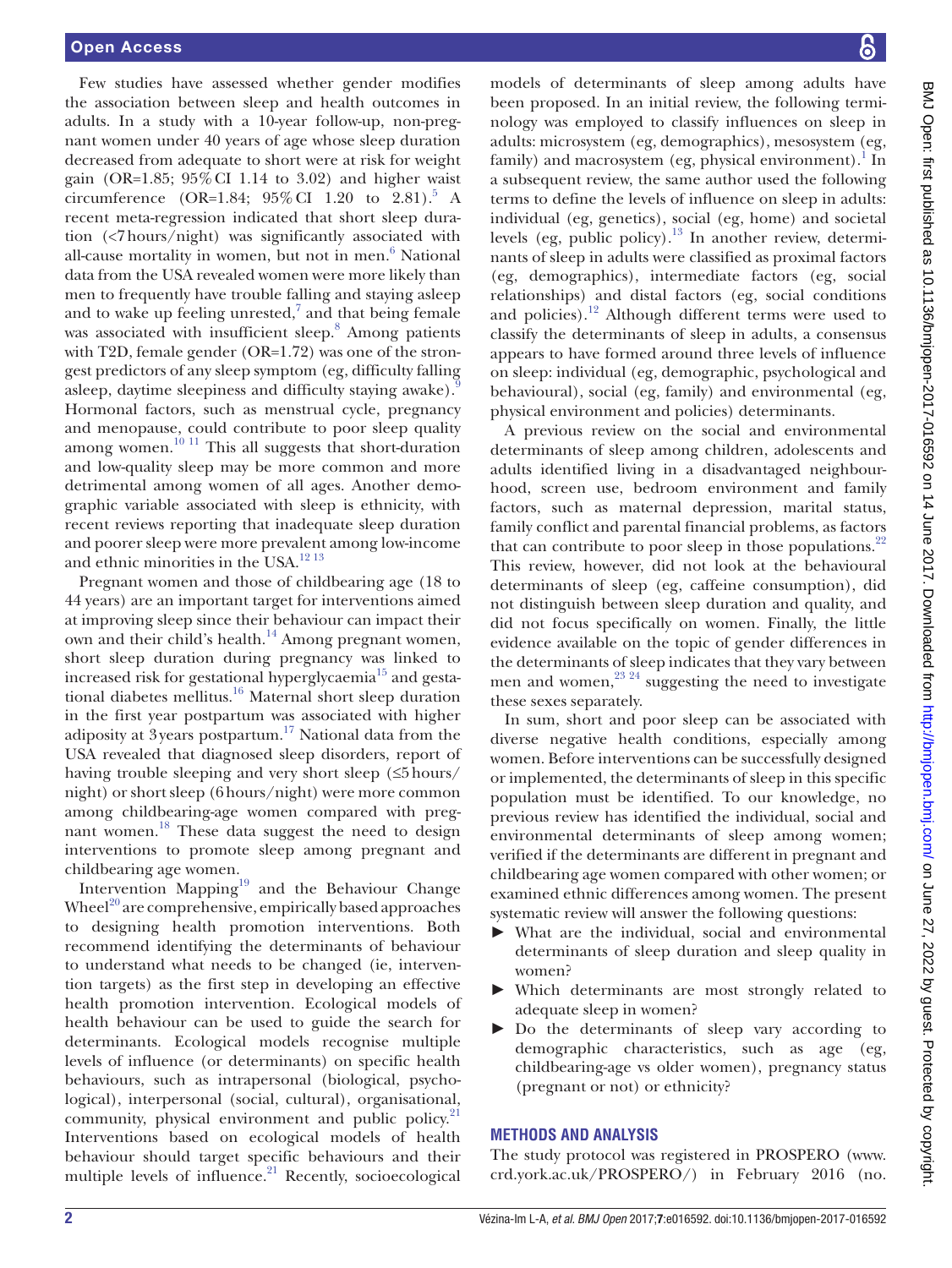Few studies have assessed whether gender modifies the association between sleep and health outcomes in adults. In a study with a 10-year follow-up, non-pregnant women under 40 years of age whose sleep duration decreased from adequate to short were at risk for weight gain (OR=1.85; 95% CI 1.14 to 3.02) and higher waist circumference (OR=1.84; 95% CI 1.20 to 2.81).[5] A recent meta-regression indicated that short sleep duration (<7 hours/night) was significantly associated with all-cause mortality in women, but not in men.[6] National data from the USA revealed women were more likely than men to frequently have trouble falling and staying asleep and to wake up feeling unrested,[7] and that being female was associated with insufficient sleep.[8] Among patients with T2D, female gender (OR=1.72) was one of the strongest predictors of any sleep symptom (eg, difficulty falling asleep, daytime sleepiness and difficulty staying awake).[9] Hormonal factors, such as menstrual cycle, pregnancy and menopause, could contribute to poor sleep quality among women.[10 11] This all suggests that short-duration and low-quality sleep may be more common and more detrimental among women of all ages. Another demographic variable associated with sleep is ethnicity, with recent reviews reporting that inadequate sleep duration and poorer sleep were more prevalent among low-income and ethnic minorities in the USA.[12 13]

Pregnant women and those of childbearing age (18 to 44 years) are an important target for interventions aimed at improving sleep since their behaviour can impact their own and their child's health.[14] Among pregnant women, short sleep duration during pregnancy was linked to increased risk for gestational hyperglycaemia[15] and gestational diabetes mellitus.[16] Maternal short sleep duration in the first year postpartum was associated with higher adiposity at 3 years postpartum.[17] National data from the USA revealed that diagnosed sleep disorders, report of having trouble sleeping and very short sleep (≤5 hours/night) or short sleep (6 hours/night) were more common among childbearing-age women compared with pregnant women.[18] These data suggest the need to design interventions to promote sleep among pregnant and childbearing age women.

Intervention Mapping[19] and the Behaviour Change Wheel[20] are comprehensive, empirically based approaches to designing health promotion interventions. Both recommend identifying the determinants of behaviour to understand what needs to be changed (ie, intervention targets) as the first step in developing an effective health promotion intervention. Ecological models of health behaviour can be used to guide the search for determinants. Ecological models recognise multiple levels of influence (or determinants) on specific health behaviours, such as intrapersonal (biological, psychological), interpersonal (social, cultural), organisational, community, physical environment and public policy.[21] Interventions based on ecological models of health behaviour should target specific behaviours and their multiple levels of influence.[21] Recently, socioecological models of determinants of sleep among adults have been proposed. In an initial review, the following terminology was employed to classify influences on sleep in adults: microsystem (eg, demographics), mesosystem (eg, family) and macrosystem (eg, physical environment).[1] In a subsequent review, the same author used the following terms to define the levels of influence on sleep in adults: individual (eg, genetics), social (eg, home) and societal levels (eg, public policy).[13] In another review, determinants of sleep in adults were classified as proximal factors (eg, demographics), intermediate factors (eg, social relationships) and distal factors (eg, social conditions and policies).[12] Although different terms were used to classify the determinants of sleep in adults, a consensus appears to have formed around three levels of influence on sleep: individual (eg, demographic, psychological and behavioural), social (eg, family) and environmental (eg, physical environment and policies) determinants.

A previous review on the social and environmental determinants of sleep among children, adolescents and adults identified living in a disadvantaged neighbourhood, screen use, bedroom environment and family factors, such as maternal depression, marital status, family conflict and parental financial problems, as factors that can contribute to poor sleep in those populations.[22] This review, however, did not look at the behavioural determinants of sleep (eg, caffeine consumption), did not distinguish between sleep duration and quality, and did not focus specifically on women. Finally, the little evidence available on the topic of gender differences in the determinants of sleep indicates that they vary between men and women,[23 24] suggesting the need to investigate these sexes separately.

In sum, short and poor sleep can be associated with diverse negative health conditions, especially among women. Before interventions can be successfully designed or implemented, the determinants of sleep in this specific population must be identified. To our knowledge, no previous review has identified the individual, social and environmental determinants of sleep among women; verified if the determinants are different in pregnant and childbearing age women compared with other women; or examined ethnic differences among women. The present systematic review will answer the following questions:

- What are the individual, social and environmental determinants of sleep duration and sleep quality in women?
- Which determinants are most strongly related to adequate sleep in women?
- Do the determinants of sleep vary according to demographic characteristics, such as age (eg, childbearing-age vs older women), pregnancy status (pregnant or not) or ethnicity?

## METHODS AND ANALYSIS

The study protocol was registered in PROSPERO (www.crd.york.ac.uk/PROSPERO/) in February 2016 (no.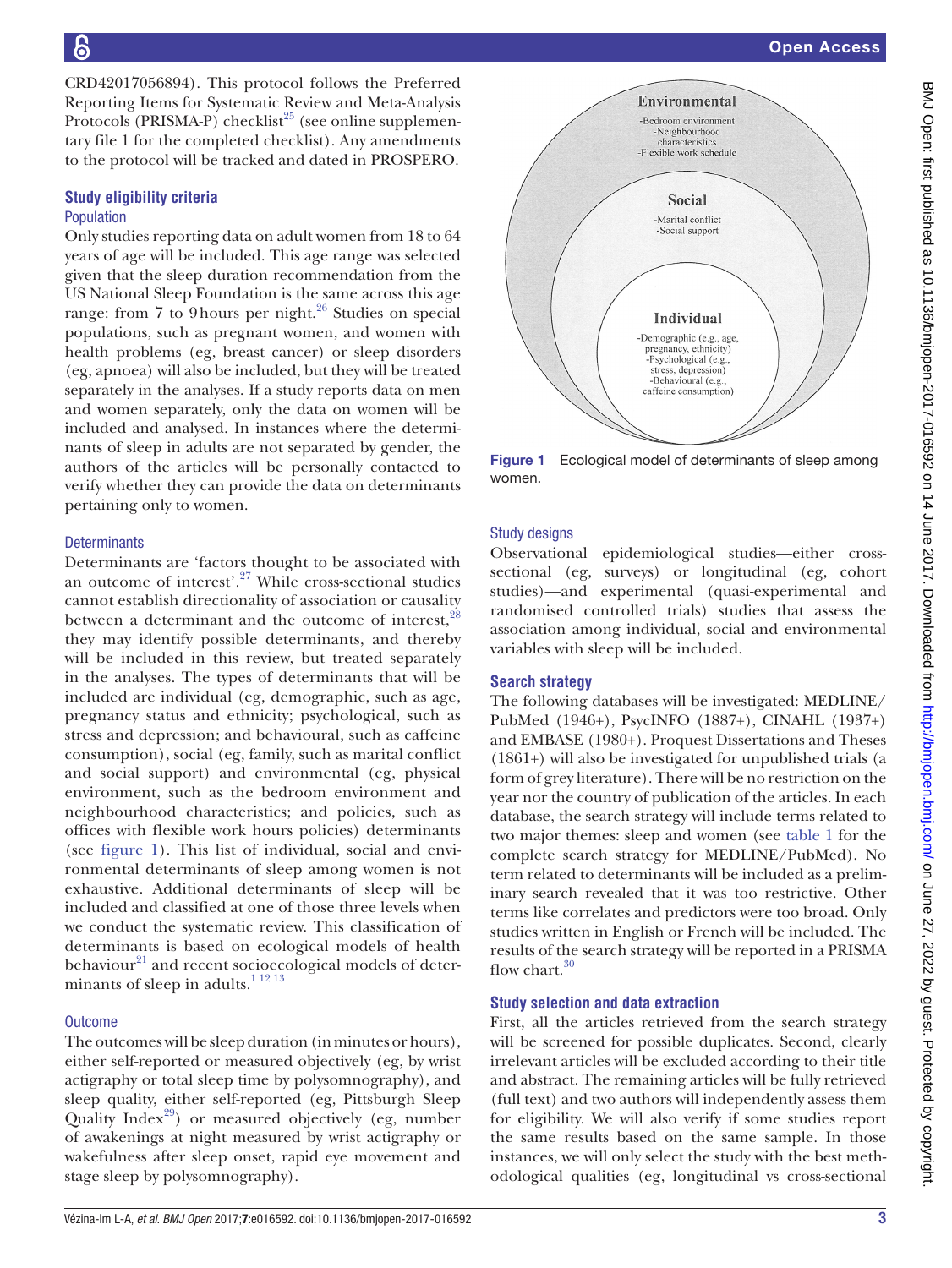CRD42017056894). This protocol follows the Preferred Reporting Items for Systematic Review and Meta-Analysis Protocols (PRISMA-P) checklist[25] (see online supplementary file 1 for the completed checklist). Any amendments to the protocol will be tracked and dated in PROSPERO.

## Study eligibility criteria

### Population

Only studies reporting data on adult women from 18 to 64 years of age will be included. This age range was selected given that the sleep duration recommendation from the US National Sleep Foundation is the same across this age range: from 7 to 9 hours per night.[26] Studies on special populations, such as pregnant women, and women with health problems (eg, breast cancer) or sleep disorders (eg, apnoea) will also be included, but they will be treated separately in the analyses. If a study reports data on men and women separately, only the data on women will be included and analysed. In instances where the determinants of sleep in adults are not separated by gender, the authors of the articles will be personally contacted to verify whether they can provide the data on determinants pertaining only to women.

### Determinants

Determinants are 'factors thought to be associated with an outcome of interest'.[27] While cross-sectional studies cannot establish directionality of association or causality between a determinant and the outcome of interest,[28] they may identify possible determinants, and thereby will be included in this review, but treated separately in the analyses. The types of determinants that will be included are individual (eg, demographic, such as age, pregnancy status and ethnicity; psychological, such as stress and depression; and behavioural, such as caffeine consumption), social (eg, family, such as marital conflict and social support) and environmental (eg, physical environment, such as the bedroom environment and neighbourhood characteristics; and policies, such as offices with flexible work hours policies) determinants (see figure 1). This list of individual, social and environmental determinants of sleep among women is not exhaustive. Additional determinants of sleep will be included and classified at one of those three levels when we conduct the systematic review. This classification of determinants is based on ecological models of health behaviour[21] and recent socioecological models of determinants of sleep in adults.[1 12 13]

### Outcome

The outcomes will be sleep duration (in minutes or hours), either self-reported or measured objectively (eg, by wrist actigraphy or total sleep time by polysomnography), and sleep quality, either self-reported (eg, Pittsburgh Sleep Quality Index[29]) or measured objectively (eg, number of awakenings at night measured by wrist actigraphy or wakefulness after sleep onset, rapid eye movement and stage sleep by polysomnography).

Environmental
-Bedroom environment
-Neighbourhood characteristics
-Flexible work schedule

Social
-Marital conflict
-Social support

Individual
-Demographic (e.g., age, pregnancy, ethnicity)
-Psychological (e.g., stress, depression)
-Behavioural (e.g., caffeine consumption)

**Figure 1** Ecological model of determinants of sleep among women.

### Study designs

Observational epidemiological studies—either cross-sectional (eg, surveys) or longitudinal (eg, cohort studies)—and experimental (quasi-experimental and randomised controlled trials) studies that assess the association among individual, social and environmental variables with sleep will be included.

## Search strategy

The following databases will be investigated: MEDLINE/PubMed (1946+), PsycINFO (1887+), CINAHL (1937+) and EMBASE (1980+). Proquest Dissertations and Theses (1861+) will also be investigated for unpublished trials (a form of grey literature). There will be no restriction on the year nor the country of publication of the articles. In each database, the search strategy will include terms related to two major themes: sleep and women (see table 1 for the complete search strategy for MEDLINE/PubMed). No term related to determinants will be included as a preliminary search revealed that it was too restrictive. Other terms like correlates and predictors were too broad. Only studies written in English or French will be included. The results of the search strategy will be reported in a PRISMA flow chart.[30]

## Study selection and data extraction

First, all the articles retrieved from the search strategy will be screened for possible duplicates. Second, clearly irrelevant articles will be excluded according to their title and abstract. The remaining articles will be fully retrieved (full text) and two authors will independently assess them for eligibility. We will also verify if some studies report the same results based on the same sample. In those instances, we will only select the study with the best methodological qualities (eg, longitudinal vs cross-sectional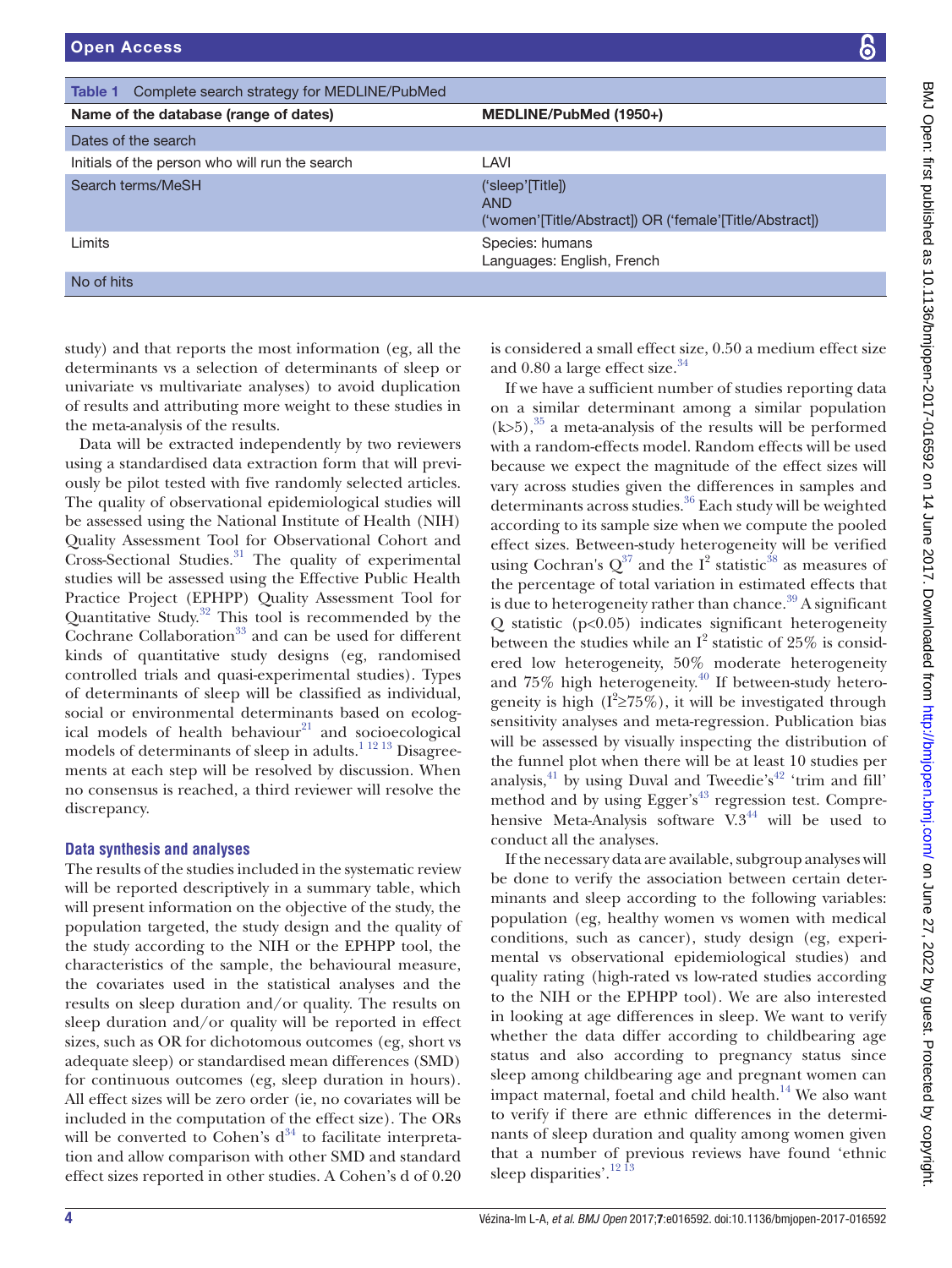Table 1 Complete search strategy for MEDLINE/PubMed

| Name of the database (range of dates) | MEDLINE/PubMed (1950+) |
|---|---|
| Dates of the search | |
| Initials of the person who will run the search | LAVI |
| Search terms/MeSH | ('sleep'[Title]) AND ('women'[Title/Abstract]) OR ('female'[Title/Abstract]) |
| Limits | Species: humans<br>Languages: English, French |
| No of hits | |

study) and that reports the most information (eg, all the determinants vs a selection of determinants of sleep or univariate vs multivariate analyses) to avoid duplication of results and attributing more weight to these studies in the meta-analysis of the results.

Data will be extracted independently by two reviewers using a standardised data extraction form that will previously be pilot tested with five randomly selected articles. The quality of observational epidemiological studies will be assessed using the National Institute of Health (NIH) Quality Assessment Tool for Observational Cohort and Cross-Sectional Studies.[31] The quality of experimental studies will be assessed using the Effective Public Health Practice Project (EPHPP) Quality Assessment Tool for Quantitative Study.[32] This tool is recommended by the Cochrane Collaboration[33] and can be used for different kinds of quantitative study designs (eg, randomised controlled trials and quasi-experimental studies). Types of determinants of sleep will be classified as individual, social or environmental determinants based on ecological models of health behaviour[21] and socioecological models of determinants of sleep in adults.[1 12 13] Disagreements at each step will be resolved by discussion. When no consensus is reached, a third reviewer will resolve the discrepancy.

### Data synthesis and analyses

The results of the studies included in the systematic review will be reported descriptively in a summary table, which will present information on the objective of the study, the population targeted, the study design and the quality of the study according to the NIH or the EPHPP tool, the characteristics of the sample, the behavioural measure, the covariates used in the statistical analyses and the results on sleep duration and/or quality. The results on sleep duration and/or quality will be reported in effect sizes, such as OR for dichotomous outcomes (eg, short vs adequate sleep) or standardised mean differences (SMD) for continuous outcomes (eg, sleep duration in hours). All effect sizes will be zero order (ie, no covariates will be included in the computation of the effect size). The ORs will be converted to Cohen's d[34] to facilitate interpretation and allow comparison with other SMD and standard effect sizes reported in other studies. A Cohen's d of 0.20 is considered a small effect size, 0.50 a medium effect size and 0.80 a large effect size.[34]

If we have a sufficient number of studies reporting data on a similar determinant among a similar population ($k>5$),[35] a meta-analysis of the results will be performed with a random-effects model. Random effects will be used because we expect the magnitude of the effect sizes will vary across studies given the differences in samples and determinants across studies.[36] Each study will be weighted according to its sample size when we compute the pooled effect sizes. Between-study heterogeneity will be verified using Cochran's Q[37] and the $I^2$ statistic[38] as measures of the percentage of total variation in estimated effects that is due to heterogeneity rather than chance.[39] A significant Q statistic ($p<0.05$) indicates significant heterogeneity between the studies while an $I^2$ statistic of 25% is considered low heterogeneity, 50% moderate heterogeneity and 75% high heterogeneity.[40] If between-study heterogeneity is high ($I^2 \geq 75\%$), it will be investigated through sensitivity analyses and meta-regression. Publication bias will be assessed by visually inspecting the distribution of the funnel plot when there will be at least 10 studies per analysis,[41] by using Duval and Tweedie's[42] 'trim and fill' method and by using Egger's[43] regression test. Comprehensive Meta-Analysis software V.3[44] will be used to conduct all the analyses.

If the necessary data are available, subgroup analyses will be done to verify the association between certain determinants and sleep according to the following variables: population (eg, healthy women vs women with medical conditions, such as cancer), study design (eg, experimental vs observational epidemiological studies) and quality rating (high-rated vs low-rated studies according to the NIH or the EPHPP tool). We are also interested in looking at age differences in sleep. We want to verify whether the data differ according to childbearing age status and also according to pregnancy status since sleep among childbearing age and pregnant women can impact maternal, foetal and child health.[14] We also want to verify if there are ethnic differences in the determinants of sleep duration and quality among women given that a number of previous reviews have found 'ethnic sleep disparities'.[12 13]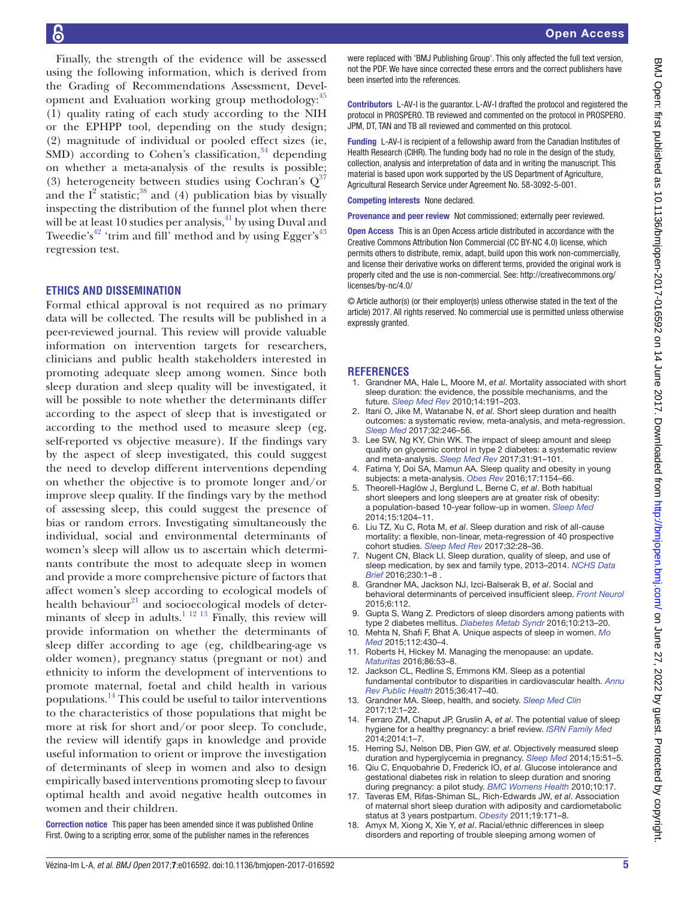Finally, the strength of the evidence will be assessed using the following information, which is derived from the Grading of Recommendations Assessment, Development and Evaluation working group methodology:[45] (1) quality rating of each study according to the NIH or the EPHPP tool, depending on the study design; (2) magnitude of individual or pooled effect sizes (ie, SMD) according to Cohen's classification,[34] depending on whether a meta-analysis of the results is possible; (3) heterogeneity between studies using Cochran's Q[37] and the $I^2$ statistic;[38] and (4) publication bias by visually inspecting the distribution of the funnel plot when there will be at least 10 studies per analysis,[41] by using Duval and Tweedie's[42] 'trim and fill' method and by using Egger's[43] regression test.

## ETHICS AND DISSEMINATION

Formal ethical approval is not required as no primary data will be collected. The results will be published in a peer-reviewed journal. This review will provide valuable information on intervention targets for researchers, clinicians and public health stakeholders interested in promoting adequate sleep among women. Since both sleep duration and sleep quality will be investigated, it will be possible to note whether the determinants differ according to the aspect of sleep that is investigated or according to the method used to measure sleep (eg, self-reported vs objective measure). If the findings vary by the aspect of sleep investigated, this could suggest the need to develop different interventions depending on whether the objective is to promote longer and/or improve sleep quality. If the findings vary by the method of assessing sleep, this could suggest the presence of bias or random errors. Investigating simultaneously the individual, social and environmental determinants of women's sleep will allow us to ascertain which determinants contribute the most to adequate sleep in women and provide a more comprehensive picture of factors that affect women's sleep according to ecological models of health behaviour[21] and socioecological models of determinants of sleep in adults.[1 12 13] Finally, this review will provide information on whether the determinants of sleep differ according to age (eg, childbearing-age vs older women), pregnancy status (pregnant or not) and ethnicity to inform the development of interventions to promote maternal, foetal and child health in various populations.[14] This could be useful to tailor interventions to the characteristics of those populations that might be more at risk for short and/or poor sleep. To conclude, the review will identify gaps in knowledge and provide useful information to orient or improve the investigation of determinants of sleep in women and also to design empirically based interventions promoting sleep to favour optimal health and avoid negative health outcomes in women and their children.

**Correction notice** This paper has been amended since it was published Online First. Owing to a scripting error, some of the publisher names in the references were replaced with 'BMJ Publishing Group'. This only affected the full text version, not the PDF. We have since corrected these errors and the correct publishers have been inserted into the references.

**Contributors** L-AV-I is the guarantor. L-AV-I drafted the protocol and registered the protocol in PROSPERO. TB reviewed and commented on the protocol in PROSPERO. JPM, DT, TAN and TB all reviewed and commented on this protocol.

**Funding** L-AV-I is recipient of a fellowship award from the Canadian Institutes of Health Research (CIHR). The funding body had no role in the design of the study, collection, analysis and interpretation of data and in writing the manuscript. This material is based upon work supported by the US Department of Agriculture, Agricultural Research Service under Agreement No. 58-3092-5-001.

**Competing interests** None declared.

**Provenance and peer review** Not commissioned; externally peer reviewed.

**Open Access** This is an Open Access article distributed in accordance with the Creative Commons Attribution Non Commercial (CC BY-NC 4.0) license, which permits others to distribute, remix, adapt, build upon this work non-commercially, and license their derivative works on different terms, provided the original work is properly cited and the use is non-commercial. See: http://creativecommons.org/licenses/by-nc/4.0/

© Article author(s) (or their employer(s) unless otherwise stated in the text of the article) 2017. All rights reserved. No commercial use is permitted unless otherwise expressly granted.

## REFERENCES

1. Grandner MA, Hale L, Moore M, *et al*. Mortality associated with short sleep duration: the evidence, the possible mechanisms, and the future. *Sleep Med Rev* 2010;14:191–203.
2. Itani O, Jike M, Watanabe N, *et al*. Short sleep duration and health outcomes: a systematic review, meta-analysis, and meta-regression. *Sleep Med* 2017;32:246–56.
3. Lee SW, Ng KY, Chin WK. The impact of sleep amount and sleep quality on glycemic control in type 2 diabetes: a systematic review and meta-analysis. *Sleep Med Rev* 2017;31:91–101.
4. Fatima Y, Doi SA, Mamun AA. Sleep quality and obesity in young subjects: a meta-analysis. *Obes Rev* 2016;17:1154–66.
5. Theorell-Haglöw J, Berglund L, Berne C, *et al*. Both habitual short sleepers and long sleepers are at greater risk of obesity: a population-based 10-year follow-up in women. *Sleep Med* 2014;15:1204–11.
6. Liu TZ, Xu C, Rota M, *et al*. Sleep duration and risk of all-cause mortality: a flexible, non-linear, meta-regression of 40 prospective cohort studies. *Sleep Med Rev* 2017;32:28–36.
7. Nugent CN, Black LI. Sleep duration, quality of sleep, and use of sleep medication, by sex and family type, 2013–2014. *NCHS Data Brief* 2016;230:1–8 .
8. Grandner MA, Jackson NJ, Izci-Balserak B, *et al*. Social and behavioral determinants of perceived insufficient sleep. *Front Neurol* 2015;6:112.
9. Gupta S, Wang Z. Predictors of sleep disorders among patients with type 2 diabetes mellitus. *Diabetes Metab Syndr* 2016;10:213–20.
10. Mehta N, Shafi F, Bhat A. Unique aspects of sleep in women. *Mo Med* 2015;112:430–4.
11. Roberts H, Hickey M. Managing the menopause: an update. *Maturitas* 2016;86:53–8.
12. Jackson CL, Redline S, Emmons KM. Sleep as a potential fundamental contributor to disparities in cardiovascular health. *Annu Rev Public Health* 2015;36:417–40.
13. Grandner MA. Sleep, health, and society. *Sleep Med Clin* 2017;12:1–22.
14. Ferraro ZM, Chaput JP, Gruslin A, *et al*. The potential value of sleep hygiene for a healthy pregnancy: a brief review. *ISRN Family Med* 2014;2014:1–7.
15. Herring SJ, Nelson DB, Pien GW, *et al*. Objectively measured sleep duration and hyperglycemia in pregnancy. *Sleep Med* 2014;15:51–5.
16. Qiu C, Enquobahrie D, Frederick IO, *et al*. Glucose intolerance and gestational diabetes risk in relation to sleep duration and snoring during pregnancy: a pilot study. *BMC Womens Health* 2010;10:17.
17. Taveras EM, Rifas-Shiman SL, Rich-Edwards JW, *et al*. Association of maternal short sleep duration with adiposity and cardiometabolic status at 3 years postpartum. *Obesity* 2011;19:171–8.
18. Amyx M, Xiong X, Xie Y, *et al*. Racial/ethnic differences in sleep disorders and reporting of trouble sleeping among women of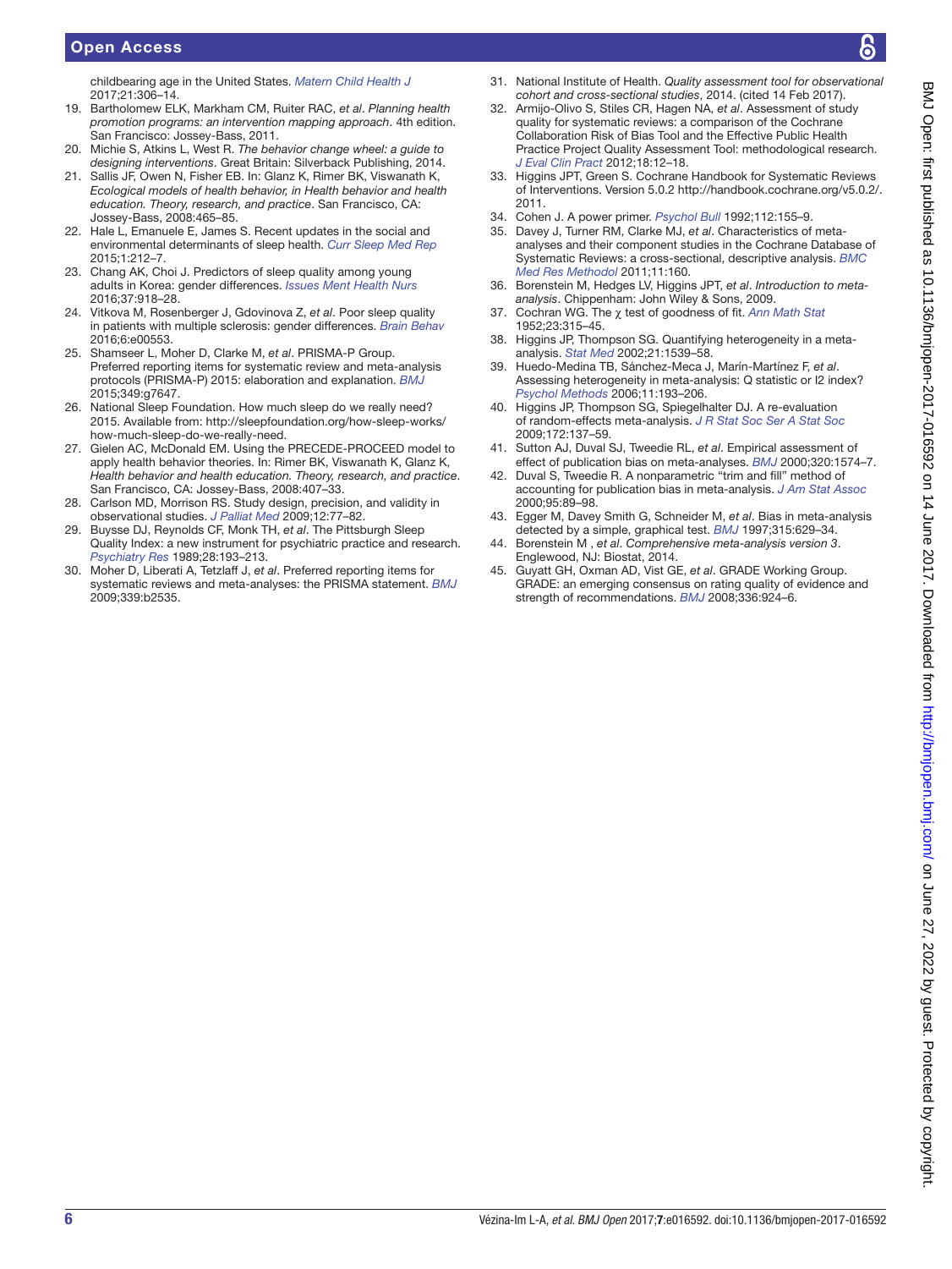childbearing age in the United States. *Matern Child Health J* 2017;21:306–14.

19. Bartholomew ELK, Markham CM, Ruiter RAC, *et al*. *Planning health promotion programs: an intervention mapping approach*. 4th edition. San Francisco: Jossey-Bass, 2011.
20. Michie S, Atkins L, West R. *The behavior change wheel: a guide to designing interventions*. Great Britain: Silverback Publishing, 2014.
21. Sallis JF, Owen N, Fisher EB. In: Glanz K, Rimer BK, Viswanath K, *Ecological models of health behavior, in Health behavior and health education. Theory, research, and practice*. San Francisco, CA: Jossey-Bass, 2008:465–85.
22. Hale L, Emanuele E, James S. Recent updates in the social and environmental determinants of sleep health. *Curr Sleep Med Rep* 2015;1:212–7.
23. Chang AK, Choi J. Predictors of sleep quality among young adults in Korea: gender differences. *Issues Ment Health Nurs* 2016;37:918–28.
24. Vitkova M, Rosenberger J, Gdovinova Z, *et al*. Poor sleep quality in patients with multiple sclerosis: gender differences. *Brain Behav* 2016;6:e00553.
25. Shamseer L, Moher D, Clarke M, *et al*. PRISMA-P Group. Preferred reporting items for systematic review and meta-analysis protocols (PRISMA-P) 2015: elaboration and explanation. *BMJ* 2015;349:g7647.
26. National Sleep Foundation. How much sleep do we really need? 2015. Available from: http://sleepfoundation.org/how-sleep-works/how-much-sleep-do-we-really-need.
27. Gielen AC, McDonald EM. Using the PRECEDE-PROCEED model to apply health behavior theories. In: Rimer BK, Viswanath K, Glanz K, *Health behavior and health education. Theory, research, and practice*. San Francisco, CA: Jossey-Bass, 2008:407–33.
28. Carlson MD, Morrison RS. Study design, precision, and validity in observational studies. *J Palliat Med* 2009;12:77–82.
29. Buysse DJ, Reynolds CF, Monk TH, *et al*. The Pittsburgh Sleep Quality Index: a new instrument for psychiatric practice and research. *Psychiatry Res* 1989;28:193–213.
30. Moher D, Liberati A, Tetzlaff J, *et al*. Preferred reporting items for systematic reviews and meta-analyses: the PRISMA statement. *BMJ* 2009;339:b2535.
31. National Institute of Health. *Quality assessment tool for observational cohort and cross-sectional studies*, 2014. (cited 14 Feb 2017).
32. Armijo-Olivo S, Stiles CR, Hagen NA, *et al*. Assessment of study quality for systematic reviews: a comparison of the Cochrane Collaboration Risk of Bias Tool and the Effective Public Health Practice Project Quality Assessment Tool: methodological research. *J Eval Clin Pract* 2012;18:12–18.
33. Higgins JPT, Green S. Cochrane Handbook for Systematic Reviews of Interventions. Version 5.0.2 http://handbook.cochrane.org/v5.0.2/. 2011.
34. Cohen J. A power primer. *Psychol Bull* 1992;112:155–9.
35. Davey J, Turner RM, Clarke MJ, *et al*. Characteristics of meta-analyses and their component studies in the Cochrane Database of Systematic Reviews: a cross-sectional, descriptive analysis. *BMC Med Res Methodol* 2011;11:160.
36. Borenstein M, Hedges LV, Higgins JPT, *et al*. *Introduction to meta-analysis*. Chippenham: John Wiley & Sons, 2009.
37. Cochran WG. The χ test of goodness of fit. *Ann Math Stat* 1952;23:315–45.
38. Higgins JP, Thompson SG. Quantifying heterogeneity in a meta-analysis. *Stat Med* 2002;21:1539–58.
39. Huedo-Medina TB, Sánchez-Meca J, Marín-Martínez F, *et al*. Assessing heterogeneity in meta-analysis: Q statistic or I2 index? *Psychol Methods* 2006;11:193–206.
40. Higgins JP, Thompson SG, Spiegelhalter DJ. A re-evaluation of random-effects meta-analysis. *J R Stat Soc Ser A Stat Soc* 2009;172:137–59.
41. Sutton AJ, Duval SJ, Tweedie RL, *et al*. Empirical assessment of effect of publication bias on meta-analyses. *BMJ* 2000;320:1574–7.
42. Duval S, Tweedie R. A nonparametric "trim and fill" method of accounting for publication bias in meta-analysis. *J Am Stat Assoc* 2000;95:89–98.
43. Egger M, Davey Smith G, Schneider M, *et al*. Bias in meta-analysis detected by a simple, graphical test. *BMJ* 1997;315:629–34.
44. Borenstein M , *et al*. *Comprehensive meta-analysis version 3*. Englewood, NJ: Biostat, 2014.
45. Guyatt GH, Oxman AD, Vist GE, *et al*. GRADE Working Group. GRADE: an emerging consensus on rating quality of evidence and strength of recommendations. *BMJ* 2008;336:924–6.